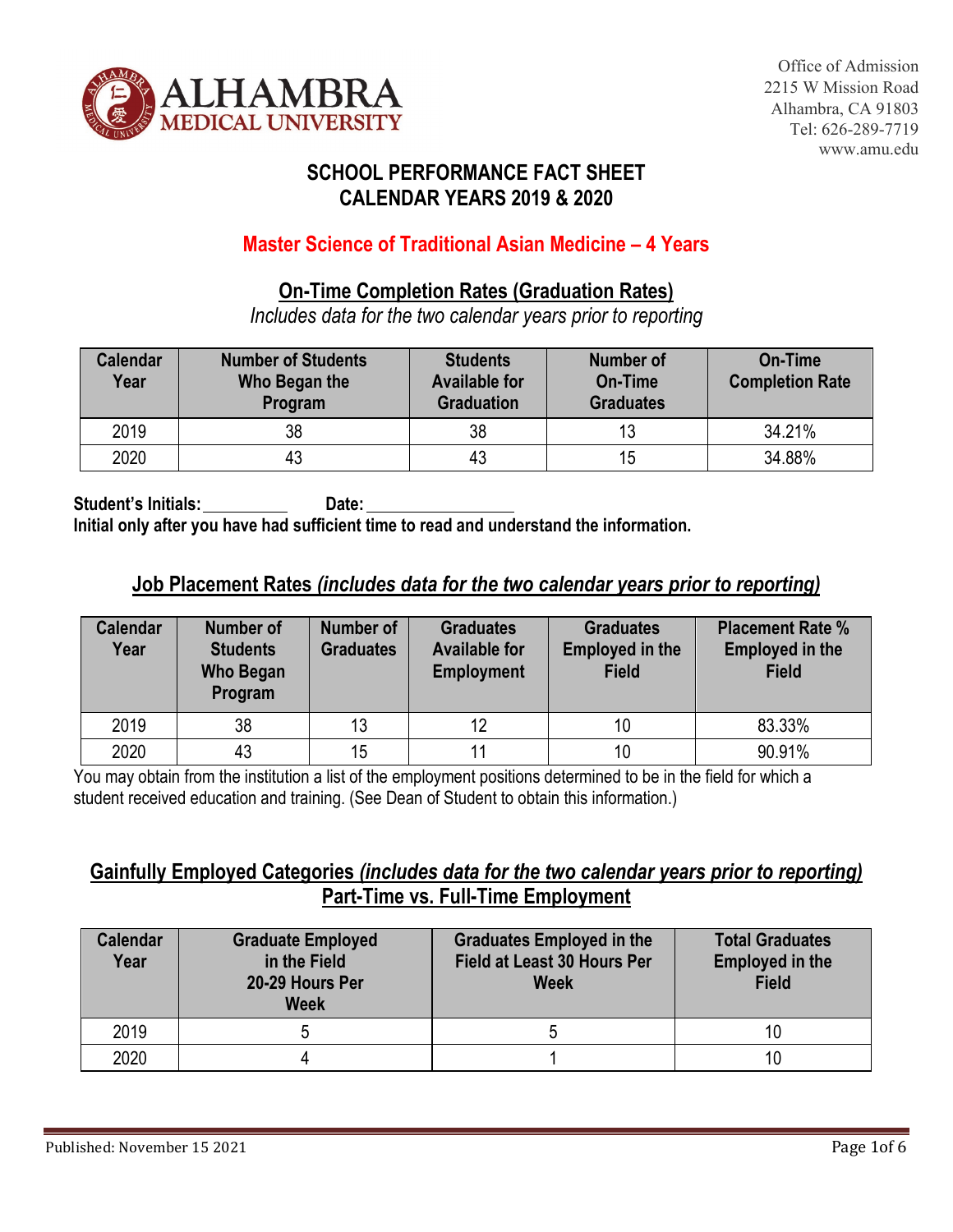Office of Admission
2215 W Mission Road
Alhambra, CA 91803
Tel: 626-289-7719
www.amu.edu

# SCHOOL PERFORMANCE FACT SHEET
# CALENDAR YEARS 2019 & 2020

## Master Science of Traditional Asian Medicine – 4 Years

### On-Time Completion Rates (Graduation Rates)

*Includes data for the two calendar years prior to reporting*

| Calendar Year | Number of Students Who Began the Program | Students Available for Graduation | Number of On-Time Graduates | On-Time Completion Rate |
|---|---|---|---|---|
| 2019 | 38 | 38 | 13 | 34.21% |
| 2020 | 43 | 43 | 15 | 34.88% |

**Student's Initials:** ________ **Date:** ______________

**Initial only after you have had sufficient time to read and understand the information.**

### Job Placement Rates *(includes data for the two calendar years prior to reporting)*

| Calendar Year | Number of Students Who Began Program | Number of Graduates | Graduates Available for Employment | Graduates Employed in the Field | Placement Rate % Employed in the Field |
|---|---|---|---|---|---|
| 2019 | 38 | 13 | 12 | 10 | 83.33% |
| 2020 | 43 | 15 | 11 | 10 | 90.91% |

You may obtain from the institution a list of the employment positions determined to be in the field for which a student received education and training. (See Dean of Student to obtain this information.)

### Gainfully Employed Categories *(includes data for the two calendar years prior to reporting)*
### Part-Time vs. Full-Time Employment

| Calendar Year | Graduate Employed in the Field 20-29 Hours Per Week | Graduates Employed in the Field at Least 30 Hours Per Week | Total Graduates Employed in the Field |
|---|---|---|---|
| 2019 | 5 | 5 | 10 |
| 2020 | 4 | 1 | 10 |

Published: November 15 2021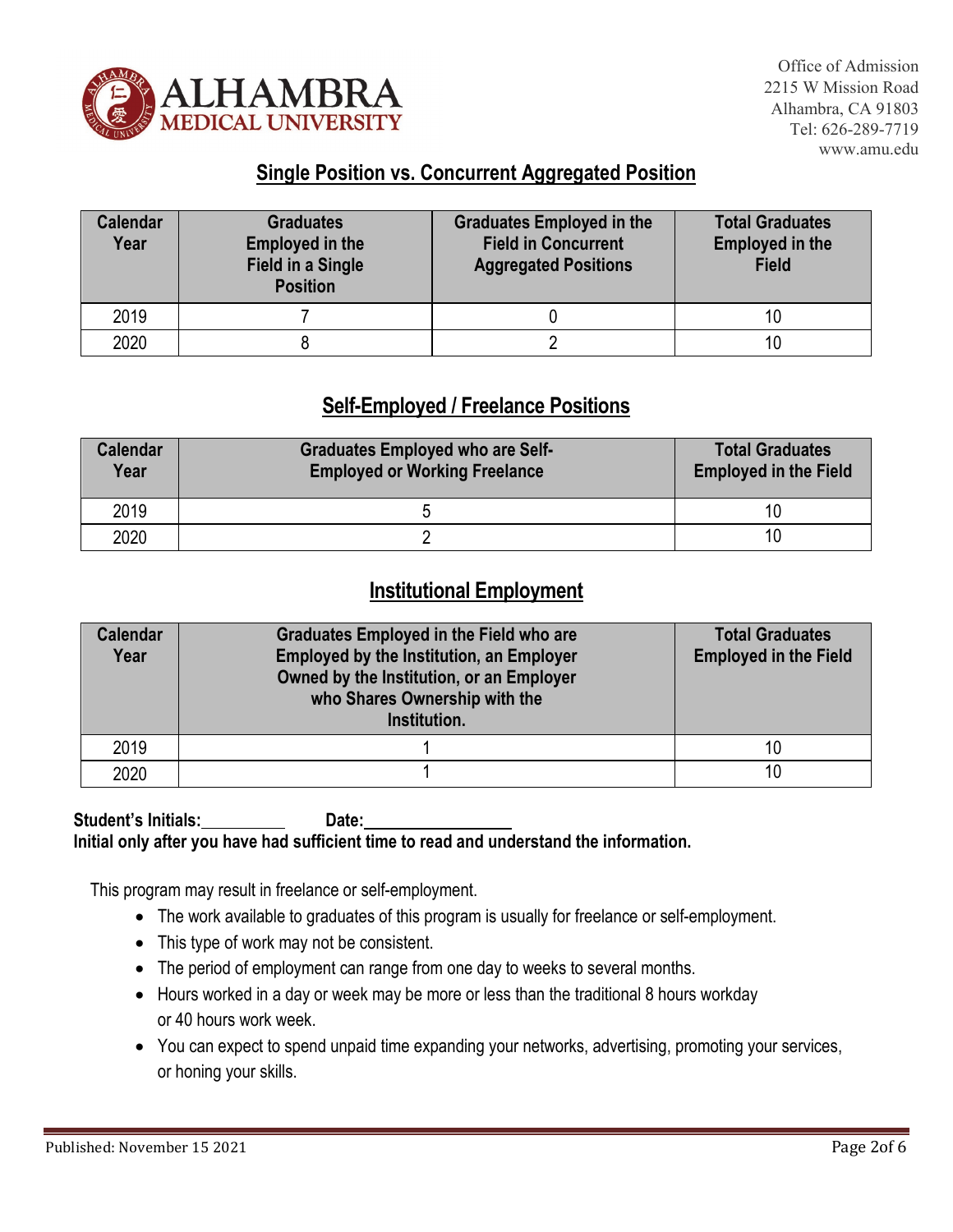Office of Admission
2215 W Mission Road
Alhambra, CA 91803
Tel: 626-289-7719
www.amu.edu

## Single Position vs. Concurrent Aggregated Position

| Calendar Year | Graduates Employed in the Field in a Single Position | Graduates Employed in the Field in Concurrent Aggregated Positions | Total Graduates Employed in the Field |
|---|---|---|---|
| 2019 | 7 | 0 | 10 |
| 2020 | 8 | 2 | 10 |

## Self-Employed / Freelance Positions

| Calendar Year | Graduates Employed who are Self-Employed or Working Freelance | Total Graduates Employed in the Field |
|---|---|---|
| 2019 | 5 | 10 |
| 2020 | 2 | 10 |

## Institutional Employment

| Calendar Year | Graduates Employed in the Field who are Employed by the Institution, an Employer Owned by the Institution, or an Employer who Shares Ownership with the Institution. | Total Graduates Employed in the Field |
|---|---|---|
| 2019 | 1 | 10 |
| 2020 | 1 | 10 |

**Student's Initials:__________ Date:__________________**
**Initial only after you have had sufficient time to read and understand the information.**

This program may result in freelance or self-employment.

- The work available to graduates of this program is usually for freelance or self-employment.
- This type of work may not be consistent.
- The period of employment can range from one day to weeks to several months.
- Hours worked in a day or week may be more or less than the traditional 8 hours workday or 40 hours work week.
- You can expect to spend unpaid time expanding your networks, advertising, promoting your services, or honing your skills.

Published: November 15 2021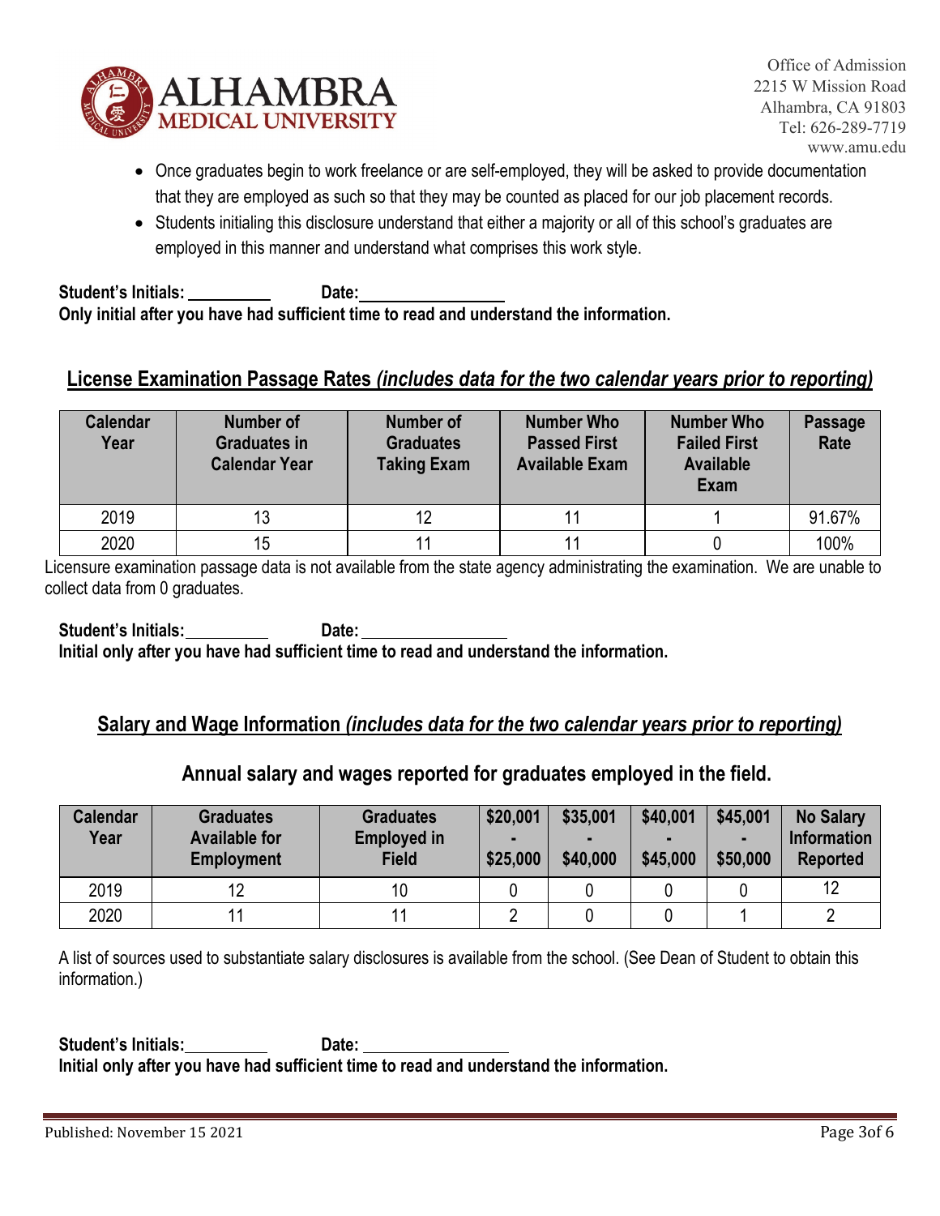- Once graduates begin to work freelance or are self-employed, they will be asked to provide documentation that they are employed as such so that they may be counted as placed for our job placement records.
- Students initialing this disclosure understand that either a majority or all of this school's graduates are employed in this manner and understand what comprises this work style.

**Student's Initials: \_\_\_\_\_\_\_\_\_\_ Date: \_\_\_\_\_\_\_\_\_\_\_\_\_\_\_\_\_\_**
**Only initial after you have had sufficient time to read and understand the information.**

## License Examination Passage Rates *(includes data for the two calendar years prior to reporting)*

| Calendar Year | Number of Graduates in Calendar Year | Number of Graduates Taking Exam | Number Who Passed First Available Exam | Number Who Failed First Available Exam | Passage Rate |
|---|---|---|---|---|---|
| 2019 | 13 | 12 | 11 | 1 | 91.67% |
| 2020 | 15 | 11 | 11 | 0 | 100% |

Licensure examination passage data is not available from the state agency administrating the examination. We are unable to collect data from 0 graduates.

**Student's Initials: \_\_\_\_\_\_\_\_\_\_ Date: \_\_\_\_\_\_\_\_\_\_\_\_\_\_\_\_\_\_**
**Initial only after you have had sufficient time to read and understand the information.**

## Salary and Wage Information *(includes data for the two calendar years prior to reporting)*

### Annual salary and wages reported for graduates employed in the field.

| Calendar Year | Graduates Available for Employment | Graduates Employed in Field | $20,001 - $25,000 | $35,001 - $40,000 | $40,001 - $45,000 | $45,001 - $50,000 | No Salary Information Reported |
|---|---|---|---|---|---|---|---|
| 2019 | 12 | 10 | 0 | 0 | 0 | 0 | 12 |
| 2020 | 11 | 11 | 2 | 0 | 0 | 1 | 2 |

A list of sources used to substantiate salary disclosures is available from the school. (See Dean of Student to obtain this information.)

**Student's Initials: \_\_\_\_\_\_\_\_\_\_ Date: \_\_\_\_\_\_\_\_\_\_\_\_\_\_\_\_\_\_**
**Initial only after you have had sufficient time to read and understand the information.**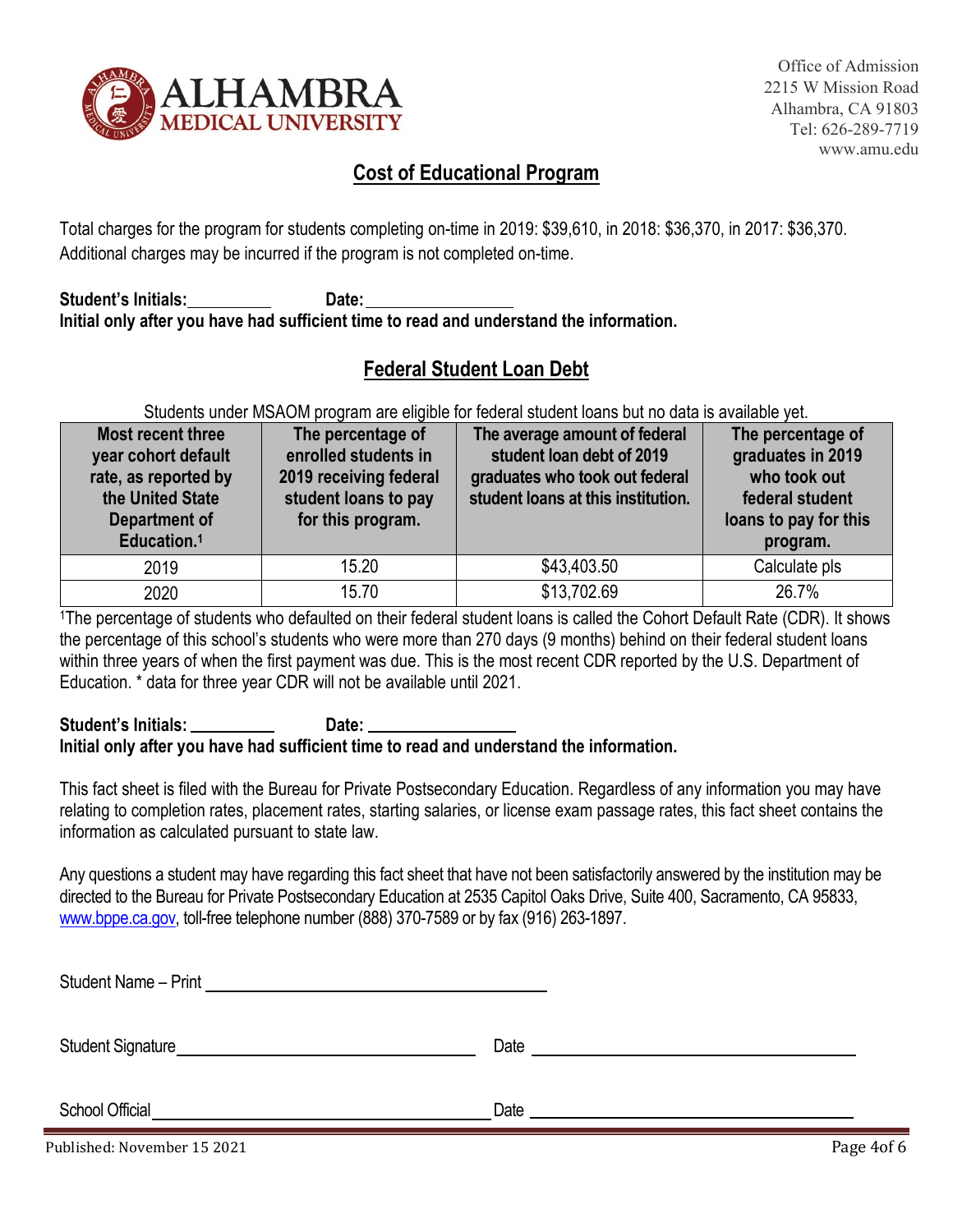ALHAMBRA MEDICAL UNIVERSITY

Office of Admission
2215 W Mission Road
Alhambra, CA 91803
Tel: 626-289-7719
www.amu.edu

## Cost of Educational Program

Total charges for the program for students completing on-time in 2019: $39,610, in 2018: $36,370, in 2017: $36,370. Additional charges may be incurred if the program is not completed on-time.

**Student's Initials:__________ Date:__________________**
**Initial only after you have had sufficient time to read and understand the information.**

## Federal Student Loan Debt

Students under MSAOM program are eligible for federal student loans but no data is available yet.

| Most recent three year cohort default rate, as reported by the United State Department of Education.[1] | The percentage of enrolled students in 2019 receiving federal student loans to pay for this program. | The average amount of federal student loan debt of 2019 graduates who took out federal student loans at this institution. | The percentage of graduates in 2019 who took out federal student loans to pay for this program. |
|---|---|---|---|
| 2019 | 15.20 | $43,403.50 | Calculate pls |
| 2020 | 15.70 | $13,702.69 | 26.7% |

[1]The percentage of students who defaulted on their federal student loans is called the Cohort Default Rate (CDR). It shows the percentage of this school's students who were more than 270 days (9 months) behind on their federal student loans within three years of when the first payment was due. This is the most recent CDR reported by the U.S. Department of Education. * data for three year CDR will not be available until 2021.

**Student's Initials: __________ Date: __________________**
**Initial only after you have had sufficient time to read and understand the information.**

This fact sheet is filed with the Bureau for Private Postsecondary Education. Regardless of any information you may have relating to completion rates, placement rates, starting salaries, or license exam passage rates, this fact sheet contains the information as calculated pursuant to state law.

Any questions a student may have regarding this fact sheet that have not been satisfactorily answered by the institution may be directed to the Bureau for Private Postsecondary Education at 2535 Capitol Oaks Drive, Suite 400, Sacramento, CA 95833, www.bppe.ca.gov, toll-free telephone number (888) 370-7589 or by fax (916) 263-1897.

Student Name – Print ________________________________

Student Signature ____________________________ Date ______________________________

School Official ______________________________ Date ______________________________

Published: November 15 2021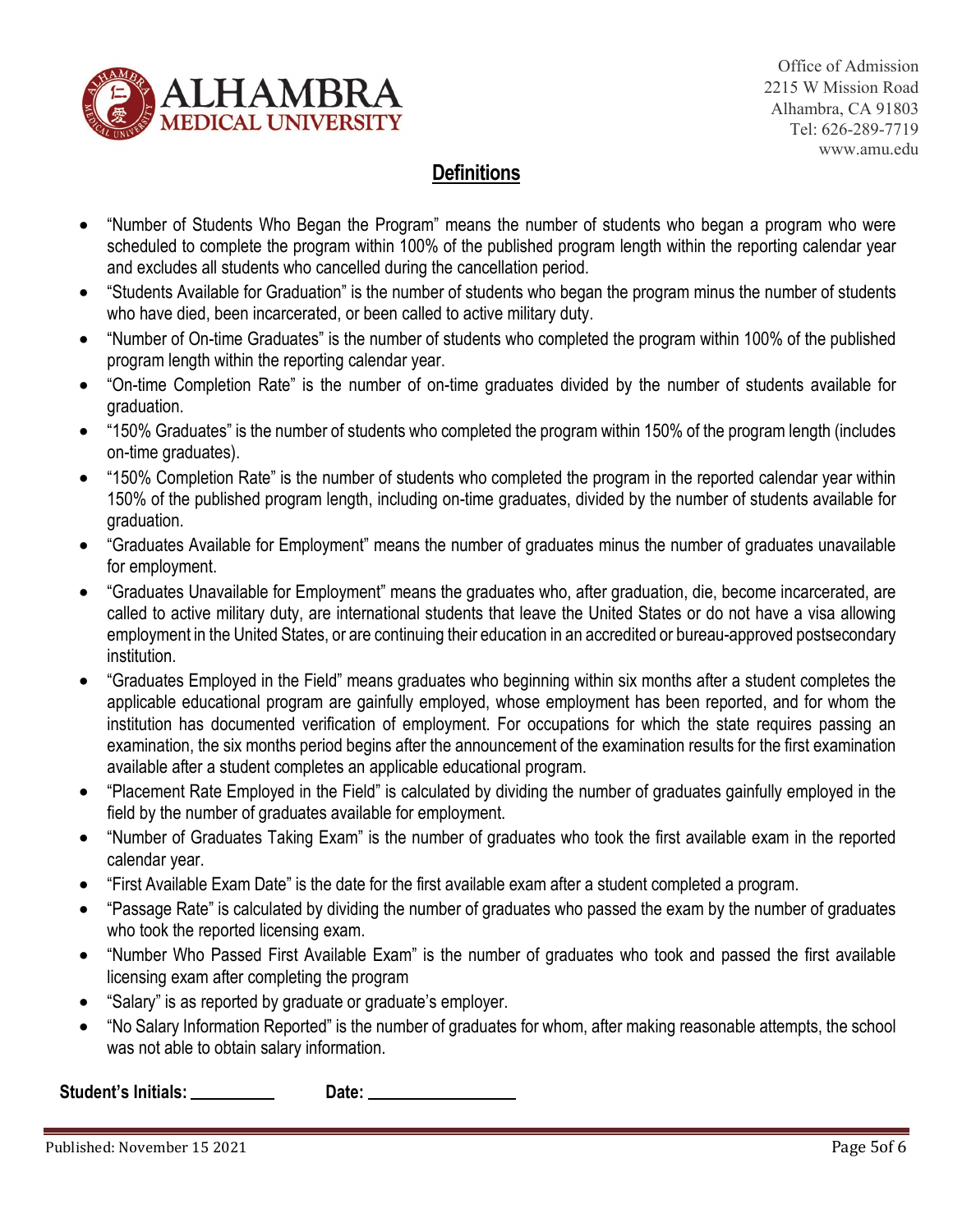Office of Admission
2215 W Mission Road
Alhambra, CA 91803
Tel: 626-289-7719
www.amu.edu

## Definitions

- "Number of Students Who Began the Program" means the number of students who began a program who were scheduled to complete the program within 100% of the published program length within the reporting calendar year and excludes all students who cancelled during the cancellation period.
- "Students Available for Graduation" is the number of students who began the program minus the number of students who have died, been incarcerated, or been called to active military duty.
- "Number of On-time Graduates" is the number of students who completed the program within 100% of the published program length within the reporting calendar year.
- "On-time Completion Rate" is the number of on-time graduates divided by the number of students available for graduation.
- "150% Graduates" is the number of students who completed the program within 150% of the program length (includes on-time graduates).
- "150% Completion Rate" is the number of students who completed the program in the reported calendar year within 150% of the published program length, including on-time graduates, divided by the number of students available for graduation.
- "Graduates Available for Employment" means the number of graduates minus the number of graduates unavailable for employment.
- "Graduates Unavailable for Employment" means the graduates who, after graduation, die, become incarcerated, are called to active military duty, are international students that leave the United States or do not have a visa allowing employment in the United States, or are continuing their education in an accredited or bureau-approved postsecondary institution.
- "Graduates Employed in the Field" means graduates who beginning within six months after a student completes the applicable educational program are gainfully employed, whose employment has been reported, and for whom the institution has documented verification of employment. For occupations for which the state requires passing an examination, the six months period begins after the announcement of the examination results for the first examination available after a student completes an applicable educational program.
- "Placement Rate Employed in the Field" is calculated by dividing the number of graduates gainfully employed in the field by the number of graduates available for employment.
- "Number of Graduates Taking Exam" is the number of graduates who took the first available exam in the reported calendar year.
- "First Available Exam Date" is the date for the first available exam after a student completed a program.
- "Passage Rate" is calculated by dividing the number of graduates who passed the exam by the number of graduates who took the reported licensing exam.
- "Number Who Passed First Available Exam" is the number of graduates who took and passed the first available licensing exam after completing the program
- "Salary" is as reported by graduate or graduate's employer.
- "No Salary Information Reported" is the number of graduates for whom, after making reasonable attempts, the school was not able to obtain salary information.

**Student's Initials:** ________ **Date:** ______________

Published: November 15 2021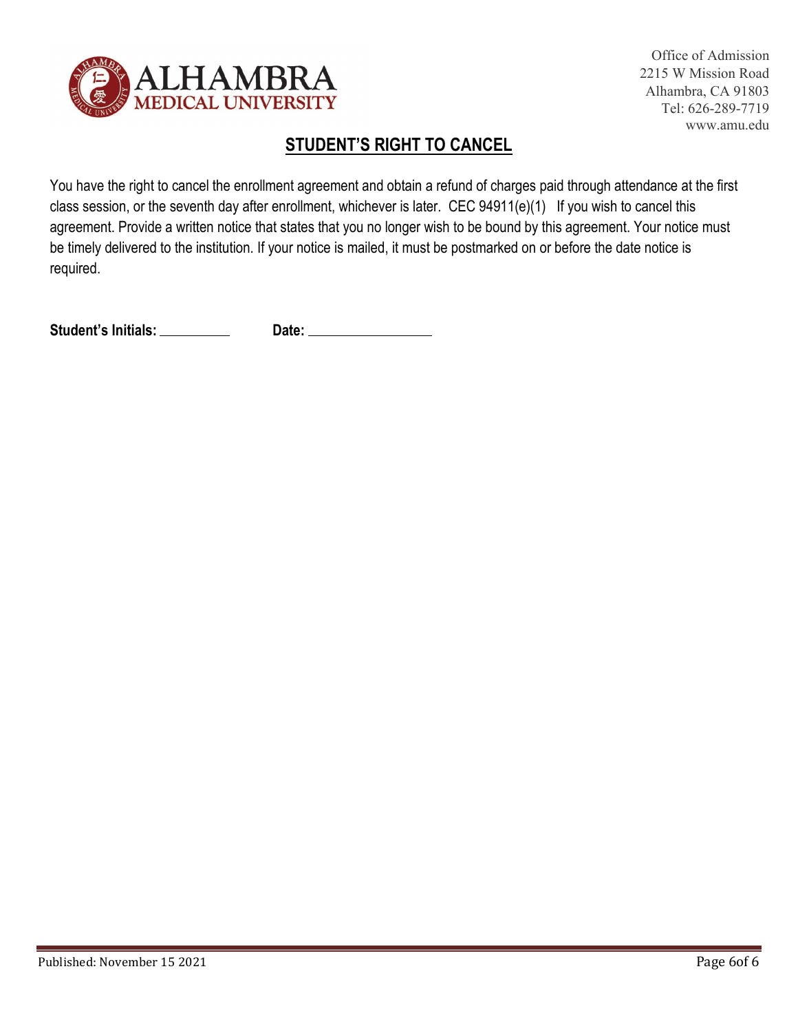ALHAMBRA MEDICAL UNIVERSITY

Office of Admission
2215 W Mission Road
Alhambra, CA 91803
Tel: 626-289-7719
www.amu.edu

## STUDENT'S RIGHT TO CANCEL

You have the right to cancel the enrollment agreement and obtain a refund of charges paid through attendance at the first class session, or the seventh day after enrollment, whichever is later. CEC 94911(e)(1) If you wish to cancel this agreement. Provide a written notice that states that you no longer wish to be bound by this agreement. Your notice must be timely delivered to the institution. If your notice is mailed, it must be postmarked on or before the date notice is required.

**Student's Initials:** __________ **Date:** __________________

Published: November 15 2021